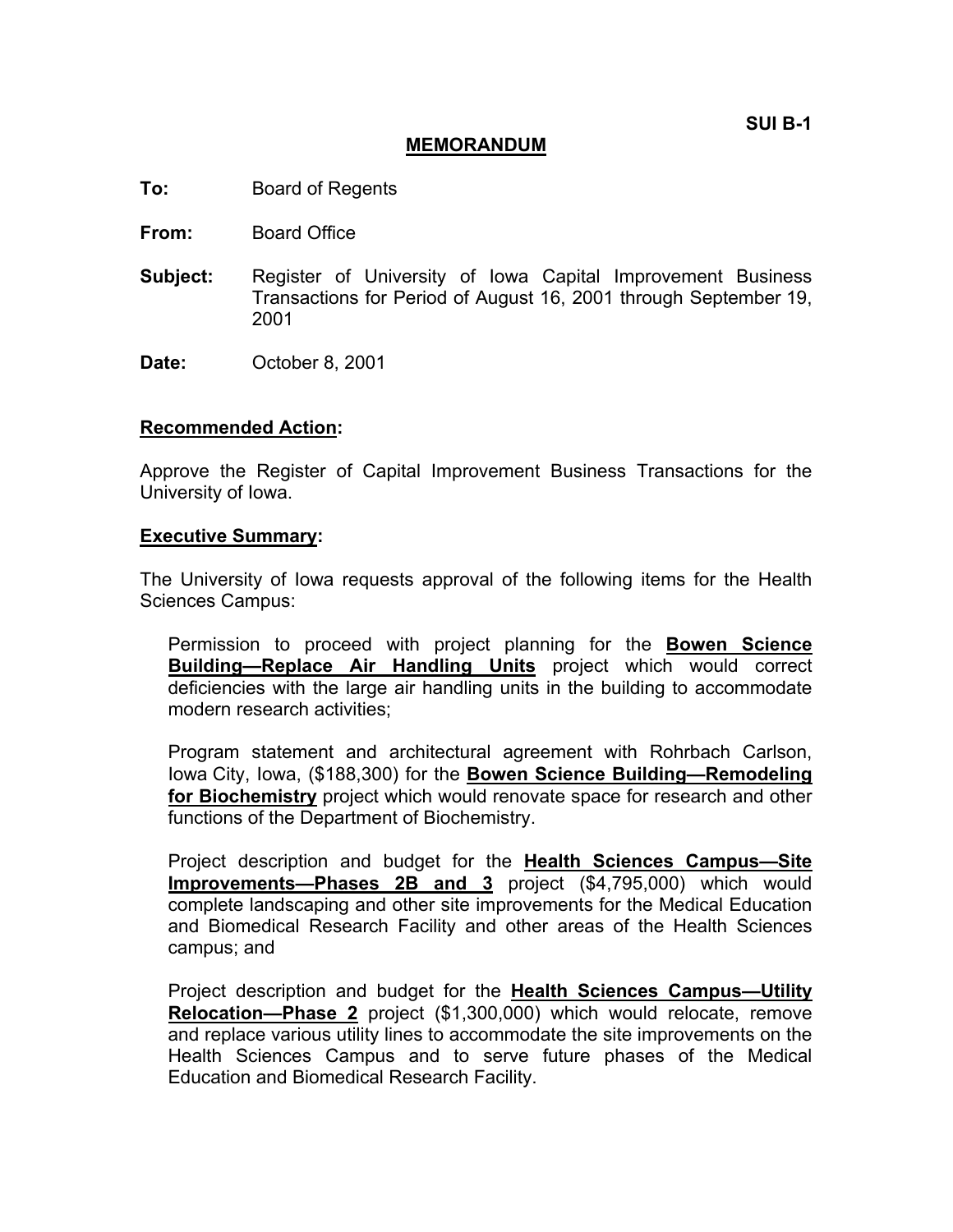SUI B-1

# MEMORANDUM

**To:** Board of Regents

**From:** Board Office

**Subject:** Register of University of Iowa Capital Improvement Business Transactions for Period of August 16, 2001 through September 19, 2001

**Date:** October 8, 2001

## Recommended Action:

Approve the Register of Capital Improvement Business Transactions for the University of Iowa.

## Executive Summary:

The University of Iowa requests approval of the following items for the Health Sciences Campus:

Permission to proceed with project planning for the **Bowen Science Building—Replace Air Handling Units** project which would correct deficiencies with the large air handling units in the building to accommodate modern research activities;

Program statement and architectural agreement with Rohrbach Carlson, Iowa City, Iowa, ($188,300) for the **Bowen Science Building—Remodeling for Biochemistry** project which would renovate space for research and other functions of the Department of Biochemistry.

Project description and budget for the **Health Sciences Campus—Site Improvements—Phases 2B and 3** project ($4,795,000) which would complete landscaping and other site improvements for the Medical Education and Biomedical Research Facility and other areas of the Health Sciences campus; and

Project description and budget for the **Health Sciences Campus—Utility Relocation—Phase 2** project ($1,300,000) which would relocate, remove and replace various utility lines to accommodate the site improvements on the Health Sciences Campus and to serve future phases of the Medical Education and Biomedical Research Facility.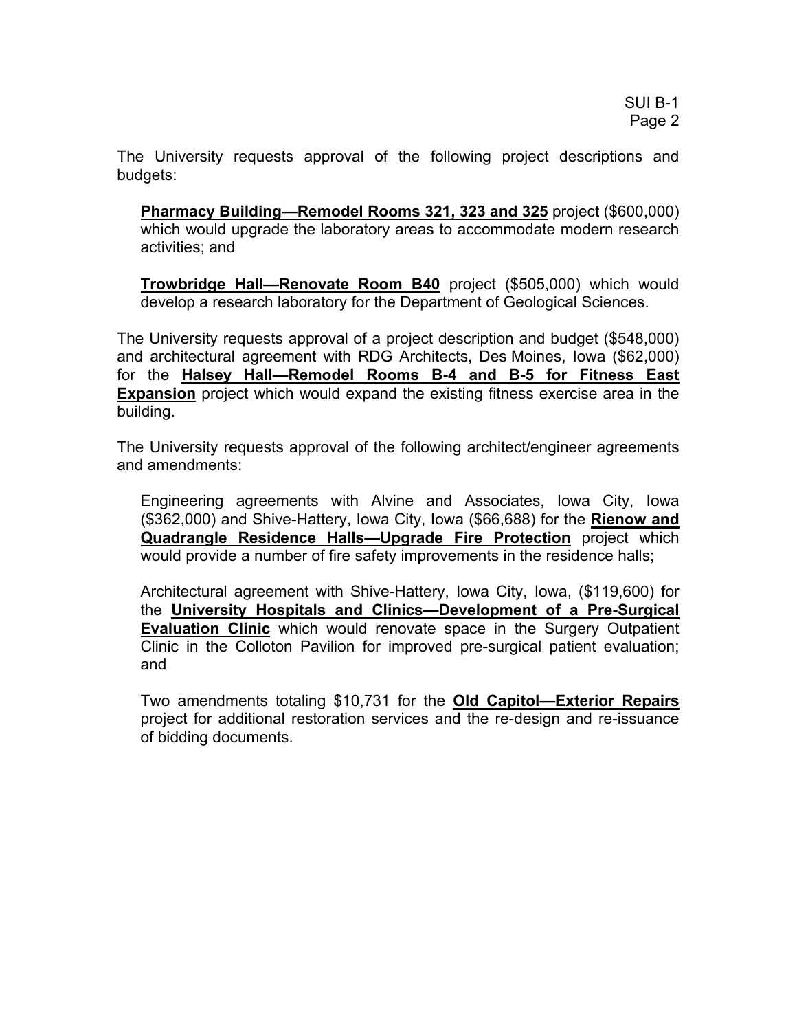The University requests approval of the following project descriptions and budgets:

> **Pharmacy Building—Remodel Rooms 321, 323 and 325** project ($600,000) which would upgrade the laboratory areas to accommodate modern research activities; and
>
> **Trowbridge Hall—Renovate Room B40** project ($505,000) which would develop a research laboratory for the Department of Geological Sciences.

The University requests approval of a project description and budget ($548,000) and architectural agreement with RDG Architects, Des Moines, Iowa ($62,000) for the **Halsey Hall—Remodel Rooms B-4 and B-5 for Fitness East Expansion** project which would expand the existing fitness exercise area in the building.

The University requests approval of the following architect/engineer agreements and amendments:

> Engineering agreements with Alvine and Associates, Iowa City, Iowa ($362,000) and Shive-Hattery, Iowa City, Iowa ($66,688) for the **Rienow and Quadrangle Residence Halls—Upgrade Fire Protection** project which would provide a number of fire safety improvements in the residence halls;
>
> Architectural agreement with Shive-Hattery, Iowa City, Iowa, ($119,600) for the **University Hospitals and Clinics—Development of a Pre-Surgical Evaluation Clinic** which would renovate space in the Surgery Outpatient Clinic in the Colloton Pavilion for improved pre-surgical patient evaluation; and
>
> Two amendments totaling $10,731 for the **Old Capitol—Exterior Repairs** project for additional restoration services and the re-design and re-issuance of bidding documents.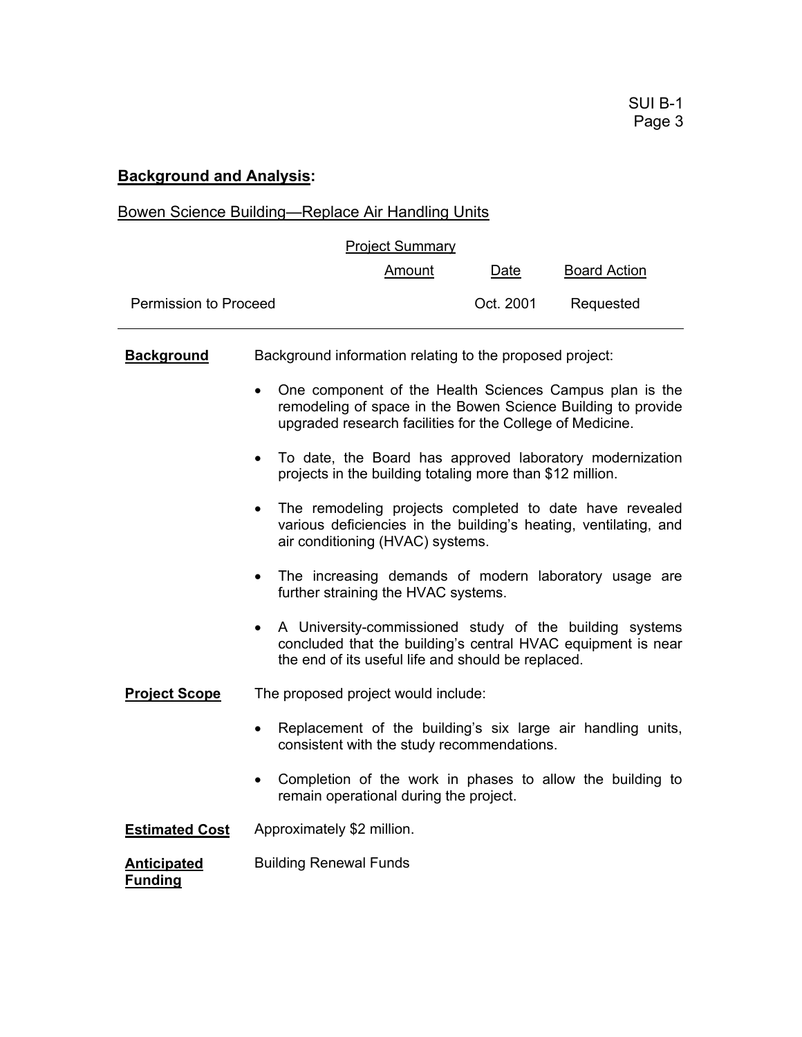## **Background and Analysis:**

Bowen Science Building—Replace Air Handling Units

Project Summary

| | Amount | Date | Board Action |
|---|---|---|---|
| Permission to Proceed | | Oct. 2001 | Requested |

**Background** Background information relating to the proposed project:

- One component of the Health Sciences Campus plan is the remodeling of space in the Bowen Science Building to provide upgraded research facilities for the College of Medicine.
- To date, the Board has approved laboratory modernization projects in the building totaling more than $12 million.
- The remodeling projects completed to date have revealed various deficiencies in the building's heating, ventilating, and air conditioning (HVAC) systems.
- The increasing demands of modern laboratory usage are further straining the HVAC systems.
- A University-commissioned study of the building systems concluded that the building's central HVAC equipment is near the end of its useful life and should be replaced.

**Project Scope** The proposed project would include:

- Replacement of the building's six large air handling units, consistent with the study recommendations.
- Completion of the work in phases to allow the building to remain operational during the project.

**Estimated Cost** Approximately $2 million.

**Anticipated Funding** Building Renewal Funds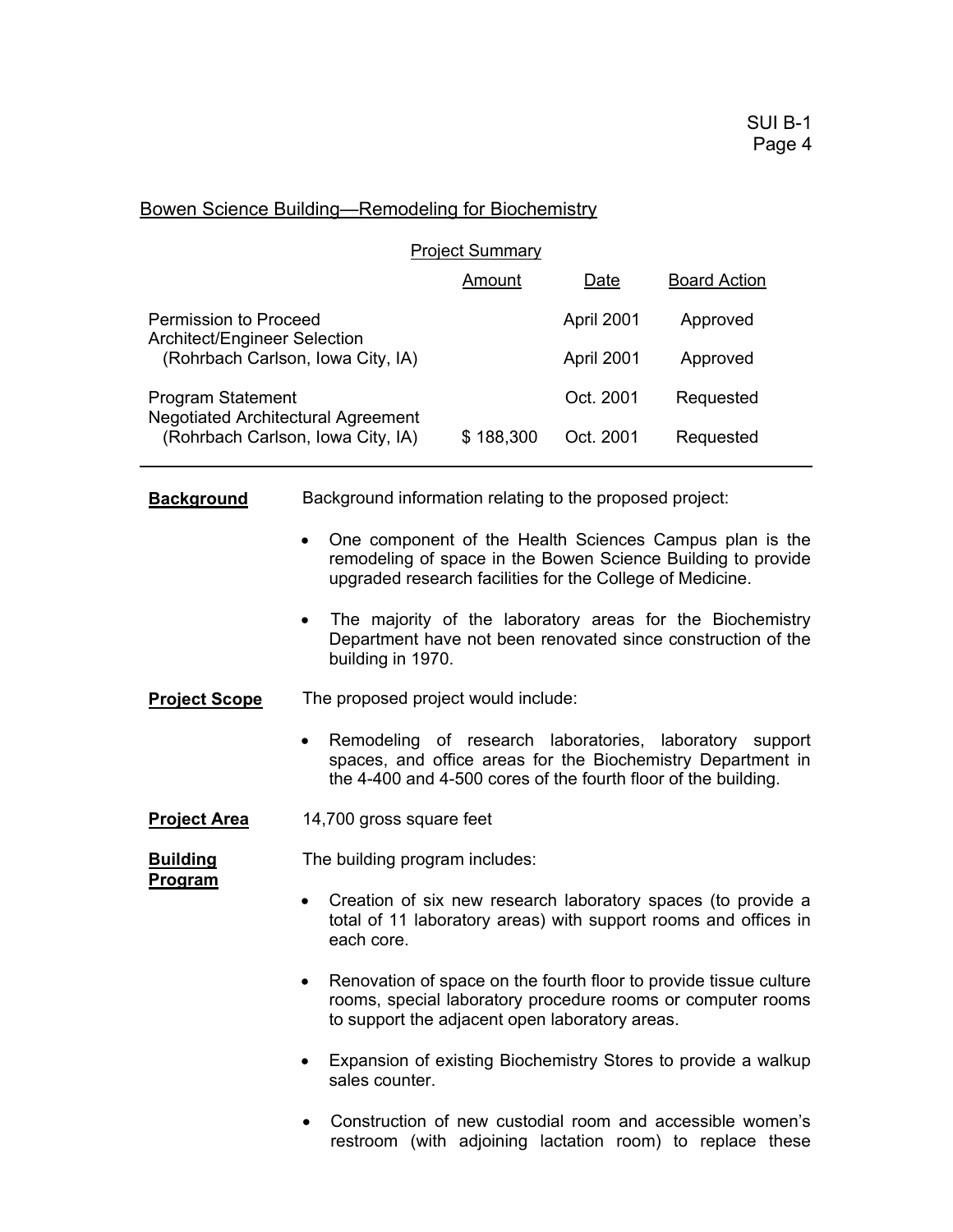## Bowen Science Building—Remodeling for Biochemistry

**Project Summary**

| | Amount | Date | Board Action |
|---|---|---|---|
| Permission to Proceed | | April 2001 | Approved |
| Architect/Engineer Selection (Rohrbach Carlson, Iowa City, IA) | | April 2001 | Approved |
| Program Statement | | Oct. 2001 | Requested |
| Negotiated Architectural Agreement (Rohrbach Carlson, Iowa City, IA) | $ 188,300 | Oct. 2001 | Requested |

**Background**

Background information relating to the proposed project:

- One component of the Health Sciences Campus plan is the remodeling of space in the Bowen Science Building to provide upgraded research facilities for the College of Medicine.
- The majority of the laboratory areas for the Biochemistry Department have not been renovated since construction of the building in 1970.

**Project Scope**

The proposed project would include:

- Remodeling of research laboratories, laboratory support spaces, and office areas for the Biochemistry Department in the 4-400 and 4-500 cores of the fourth floor of the building.

**Project Area**

14,700 gross square feet

**Building Program**

The building program includes:

- Creation of six new research laboratory spaces (to provide a total of 11 laboratory areas) with support rooms and offices in each core.
- Renovation of space on the fourth floor to provide tissue culture rooms, special laboratory procedure rooms or computer rooms to support the adjacent open laboratory areas.
- Expansion of existing Biochemistry Stores to provide a walkup sales counter.
- Construction of new custodial room and accessible women's restroom (with adjoining lactation room) to replace these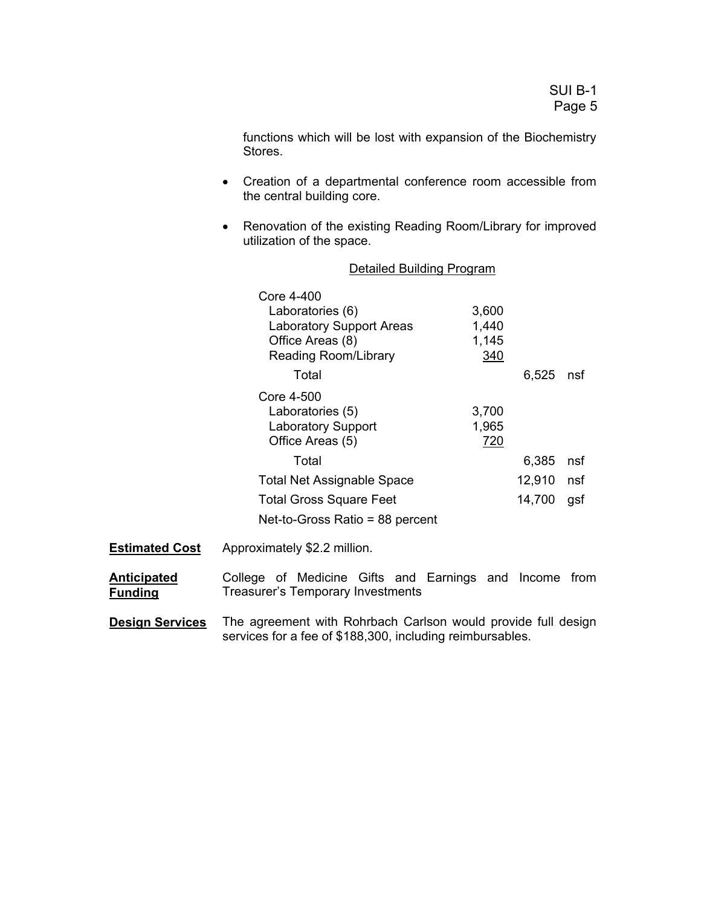functions which will be lost with expansion of the Biochemistry Stores.

- Creation of a departmental conference room accessible from the central building core.
- Renovation of the existing Reading Room/Library for improved utilization of the space.

Detailed Building Program

| | | | |
|---|---|---|---|
| Core 4-400 | | | |
| Laboratories (6) | 3,600 | | |
| Laboratory Support Areas | 1,440 | | |
| Office Areas (8) | 1,145 | | |
| Reading Room/Library | 340 | | |
| Total | | 6,525 | nsf |
| Core 4-500 | | | |
| Laboratories (5) | 3,700 | | |
| Laboratory Support | 1,965 | | |
| Office Areas (5) | 720 | | |
| Total | | 6,385 | nsf |
| Total Net Assignable Space | | 12,910 | nsf |
| Total Gross Square Feet | | 14,700 | gsf |
| Net-to-Gross Ratio = 88 percent | | | |

**Estimated Cost** Approximately $2.2 million.

**Anticipated Funding** College of Medicine Gifts and Earnings and Income from Treasurer's Temporary Investments

**Design Services** The agreement with Rohrbach Carlson would provide full design services for a fee of $188,300, including reimbursables.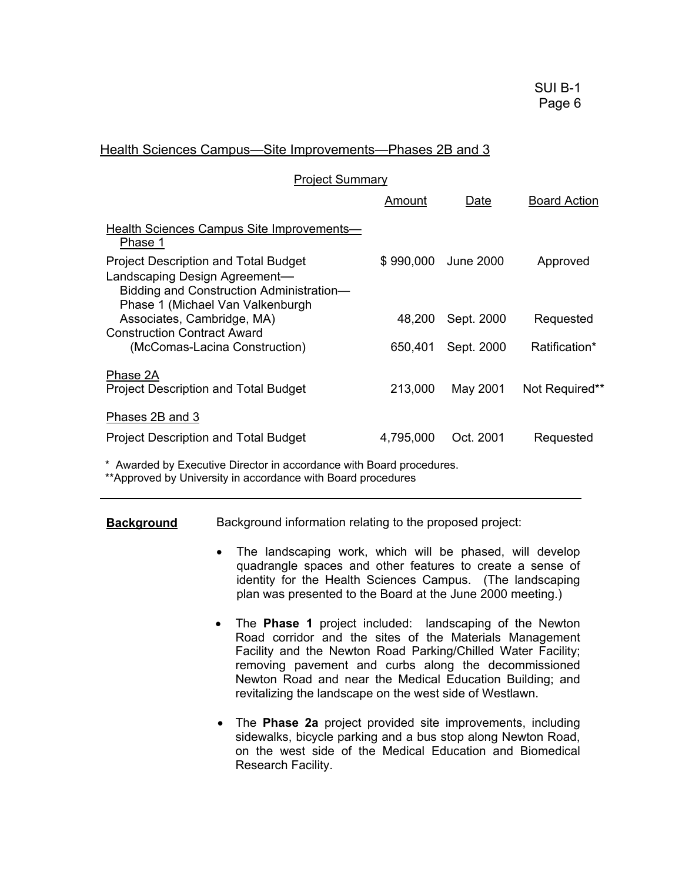## Health Sciences Campus—Site Improvements—Phases 2B and 3

Project Summary

| | Amount | Date | Board Action |
|---|---|---|---|
| Health Sciences Campus Site Improvements—Phase 1 | | | |
| Project Description and Total Budget | $ 990,000 | June 2000 | Approved |
| Landscaping Design Agreement—Bidding and Construction Administration—Phase 1 (Michael Van Valkenburgh Associates, Cambridge, MA) | 48,200 | Sept. 2000 | Requested |
| Construction Contract Award (McComas-Lacina Construction) | 650,401 | Sept. 2000 | Ratification* |
| Phase 2A | | | |
| Project Description and Total Budget | 213,000 | May 2001 | Not Required** |
| Phases 2B and 3 | | | |
| Project Description and Total Budget | 4,795,000 | Oct. 2001 | Requested |

* Awarded by Executive Director in accordance with Board procedures.
**Approved by University in accordance with Board procedures

---

**Background** Background information relating to the proposed project:

- The landscaping work, which will be phased, will develop quadrangle spaces and other features to create a sense of identity for the Health Sciences Campus. (The landscaping plan was presented to the Board at the June 2000 meeting.)

- The **Phase 1** project included: landscaping of the Newton Road corridor and the sites of the Materials Management Facility and the Newton Road Parking/Chilled Water Facility; removing pavement and curbs along the decommissioned Newton Road and near the Medical Education Building; and revitalizing the landscape on the west side of Westlawn.

- The **Phase 2a** project provided site improvements, including sidewalks, bicycle parking and a bus stop along Newton Road, on the west side of the Medical Education and Biomedical Research Facility.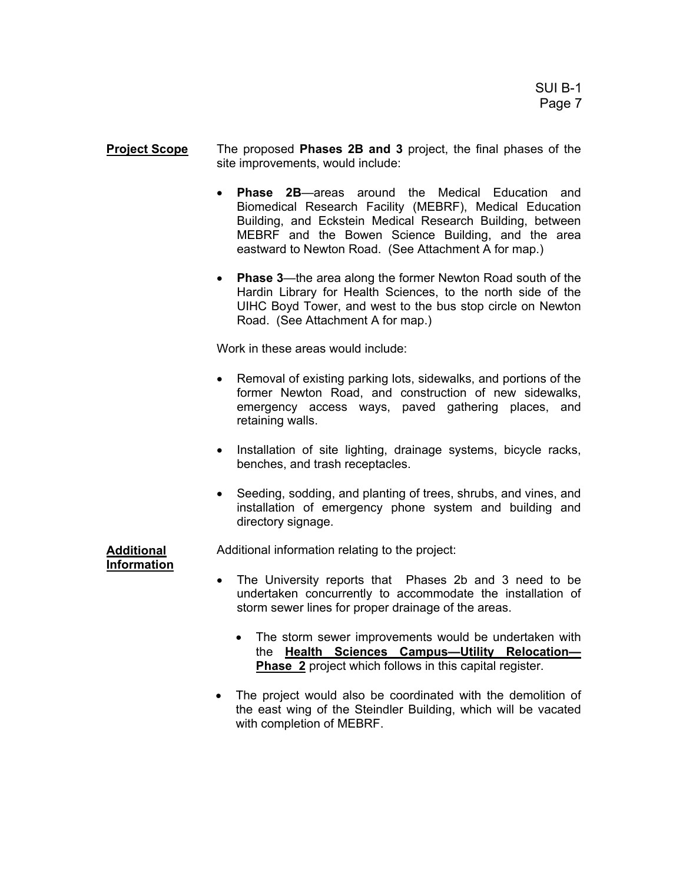**Project Scope**

The proposed **Phases 2B and 3** project, the final phases of the site improvements, would include:

- **Phase 2B**—areas around the Medical Education and Biomedical Research Facility (MEBRF), Medical Education Building, and Eckstein Medical Research Building, between MEBRF and the Bowen Science Building, and the area eastward to Newton Road. (See Attachment A for map.)
- **Phase 3**—the area along the former Newton Road south of the Hardin Library for Health Sciences, to the north side of the UIHC Boyd Tower, and west to the bus stop circle on Newton Road. (See Attachment A for map.)

Work in these areas would include:

- Removal of existing parking lots, sidewalks, and portions of the former Newton Road, and construction of new sidewalks, emergency access ways, paved gathering places, and retaining walls.
- Installation of site lighting, drainage systems, bicycle racks, benches, and trash receptacles.
- Seeding, sodding, and planting of trees, shrubs, and vines, and installation of emergency phone system and building and directory signage.

**Additional Information**

Additional information relating to the project:

- The University reports that Phases 2b and 3 need to be undertaken concurrently to accommodate the installation of storm sewer lines for proper drainage of the areas.
  - The storm sewer improvements would be undertaken with the **Health Sciences Campus—Utility Relocation—Phase 2** project which follows in this capital register.
- The project would also be coordinated with the demolition of the east wing of the Steindler Building, which will be vacated with completion of MEBRF.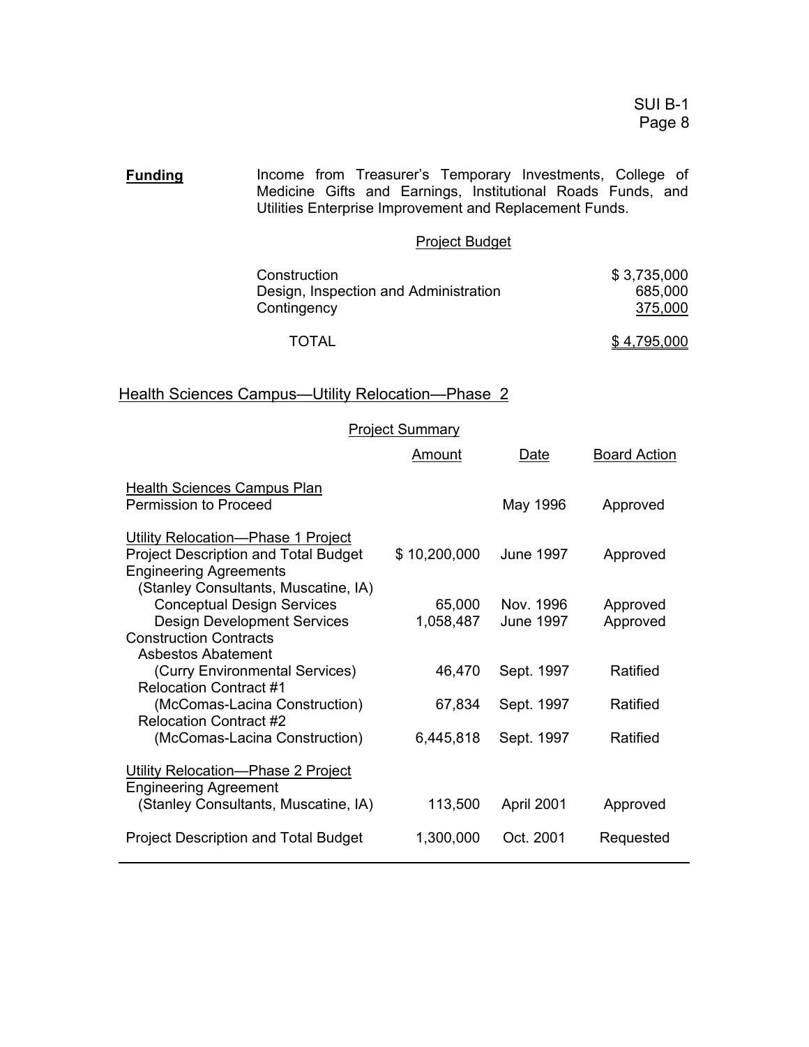**Funding** Income from Treasurer's Temporary Investments, College of Medicine Gifts and Earnings, Institutional Roads Funds, and Utilities Enterprise Improvement and Replacement Funds.

Project Budget

| | |
|---|---:|
| Construction | $ 3,735,000 |
| Design, Inspection and Administration | 685,000 |
| Contingency | 375,000 |
| TOTAL | $ 4,795,000 |

## Health Sciences Campus—Utility Relocation—Phase 2

Project Summary

| | Amount | Date | Board Action |
|---|---:|---|---|
| **Health Sciences Campus Plan** | | | |
| Permission to Proceed | | May 1996 | Approved |
| **Utility Relocation—Phase 1 Project** | | | |
| Project Description and Total Budget | $ 10,200,000 | June 1997 | Approved |
| Engineering Agreements (Stanley Consultants, Muscatine, IA) | | | |
| Conceptual Design Services | 65,000 | Nov. 1996 | Approved |
| Design Development Services | 1,058,487 | June 1997 | Approved |
| Construction Contracts | | | |
| Asbestos Abatement (Curry Environmental Services) | 46,470 | Sept. 1997 | Ratified |
| Relocation Contract #1 (McComas-Lacina Construction) | 67,834 | Sept. 1997 | Ratified |
| Relocation Contract #2 (McComas-Lacina Construction) | 6,445,818 | Sept. 1997 | Ratified |
| **Utility Relocation—Phase 2 Project** | | | |
| Engineering Agreement (Stanley Consultants, Muscatine, IA) | 113,500 | April 2001 | Approved |
| Project Description and Total Budget | 1,300,000 | Oct. 2001 | Requested |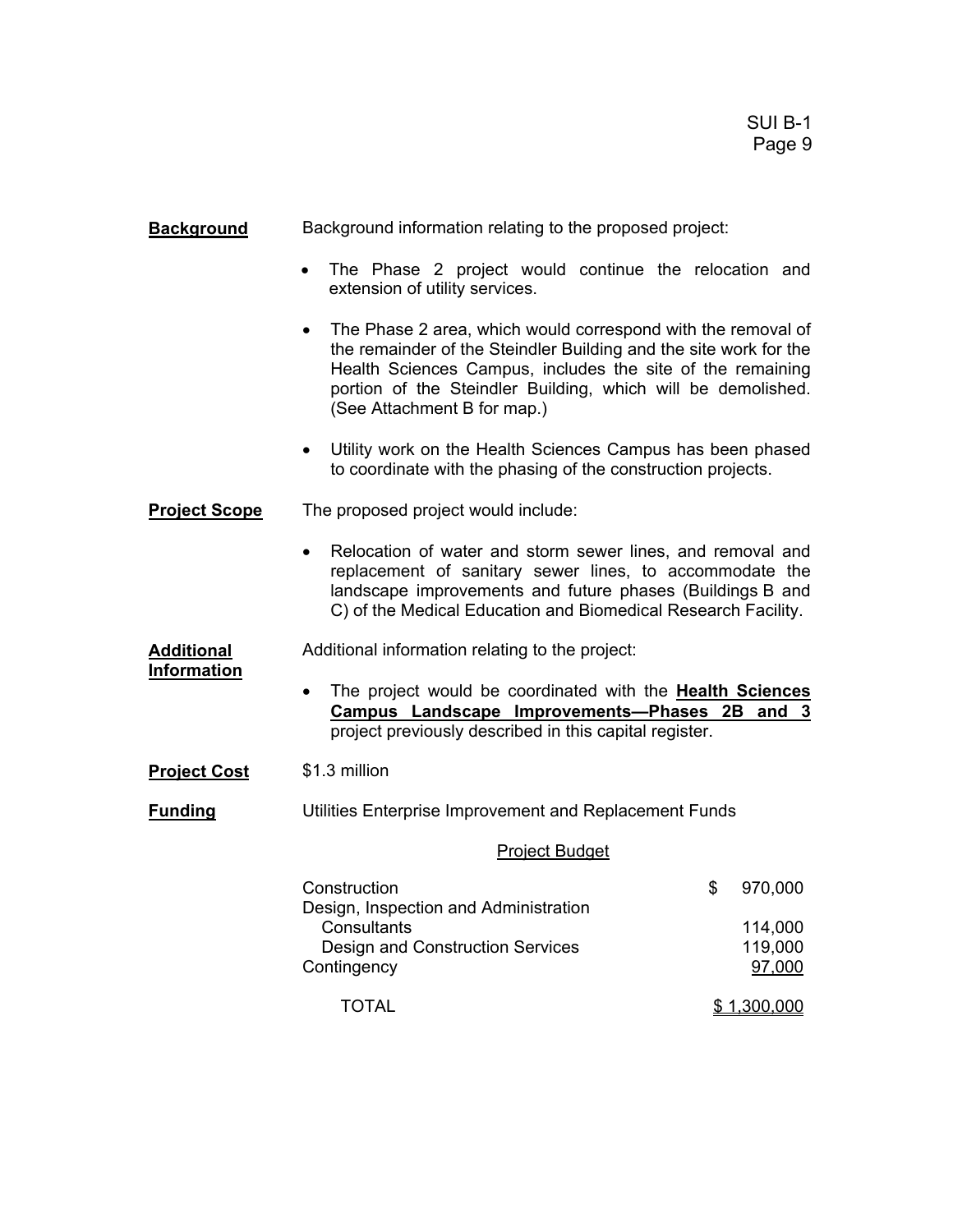**Background**

Background information relating to the proposed project:

- The Phase 2 project would continue the relocation and extension of utility services.
- The Phase 2 area, which would correspond with the removal of the remainder of the Steindler Building and the site work for the Health Sciences Campus, includes the site of the remaining portion of the Steindler Building, which will be demolished. (See Attachment B for map.)
- Utility work on the Health Sciences Campus has been phased to coordinate with the phasing of the construction projects.

**Project Scope**

The proposed project would include:

- Relocation of water and storm sewer lines, and removal and replacement of sanitary sewer lines, to accommodate the landscape improvements and future phases (Buildings B and C) of the Medical Education and Biomedical Research Facility.

**Additional Information**

Additional information relating to the project:

- The project would be coordinated with the **Health Sciences Campus Landscape Improvements—Phases 2B and 3** project previously described in this capital register.

**Project Cost**

$1.3 million

**Funding**

Utilities Enterprise Improvement and Replacement Funds

Project Budget

| | |
|---|---|
| Construction | $ 970,000 |
| Design, Inspection and Administration | |
| Consultants | 114,000 |
| Design and Construction Services | 119,000 |
| Contingency | 97,000 |
| TOTAL | $ 1,300,000 |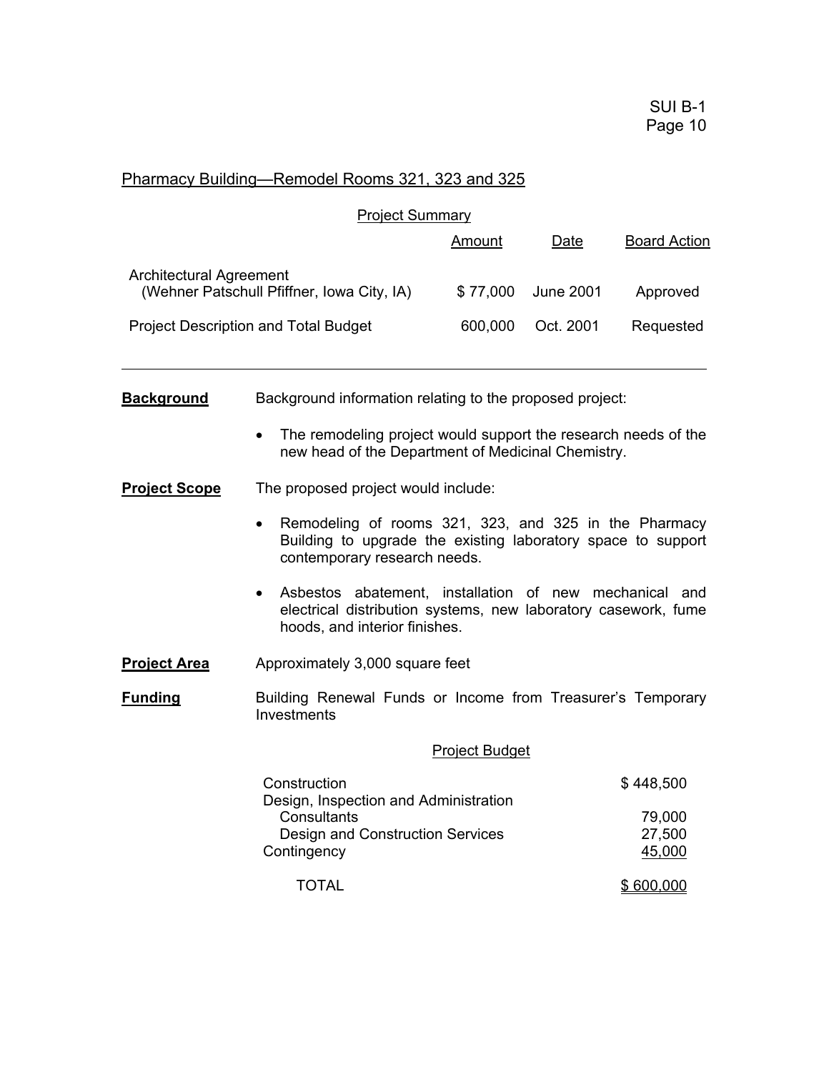## Pharmacy Building—Remodel Rooms 321, 323 and 325

### Project Summary

| | Amount | Date | Board Action |
|---|---|---|---|
| Architectural Agreement (Wehner Patschull Pfiffner, Iowa City, IA) | $ 77,000 | June 2001 | Approved |
| Project Description and Total Budget | 600,000 | Oct. 2001 | Requested |

---

**Background** Background information relating to the proposed project:

- The remodeling project would support the research needs of the new head of the Department of Medicinal Chemistry.

**Project Scope** The proposed project would include:

- Remodeling of rooms 321, 323, and 325 in the Pharmacy Building to upgrade the existing laboratory space to support contemporary research needs.
- Asbestos abatement, installation of new mechanical and electrical distribution systems, new laboratory casework, fume hoods, and interior finishes.

**Project Area** Approximately 3,000 square feet

**Funding** Building Renewal Funds or Income from Treasurer's Temporary Investments

### Project Budget

| | |
|---|---|
| Construction | $ 448,500 |
| Design, Inspection and Administration | |
| Consultants | 79,000 |
| Design and Construction Services | 27,500 |
| Contingency | 45,000 |
| TOTAL | $ 600,000 |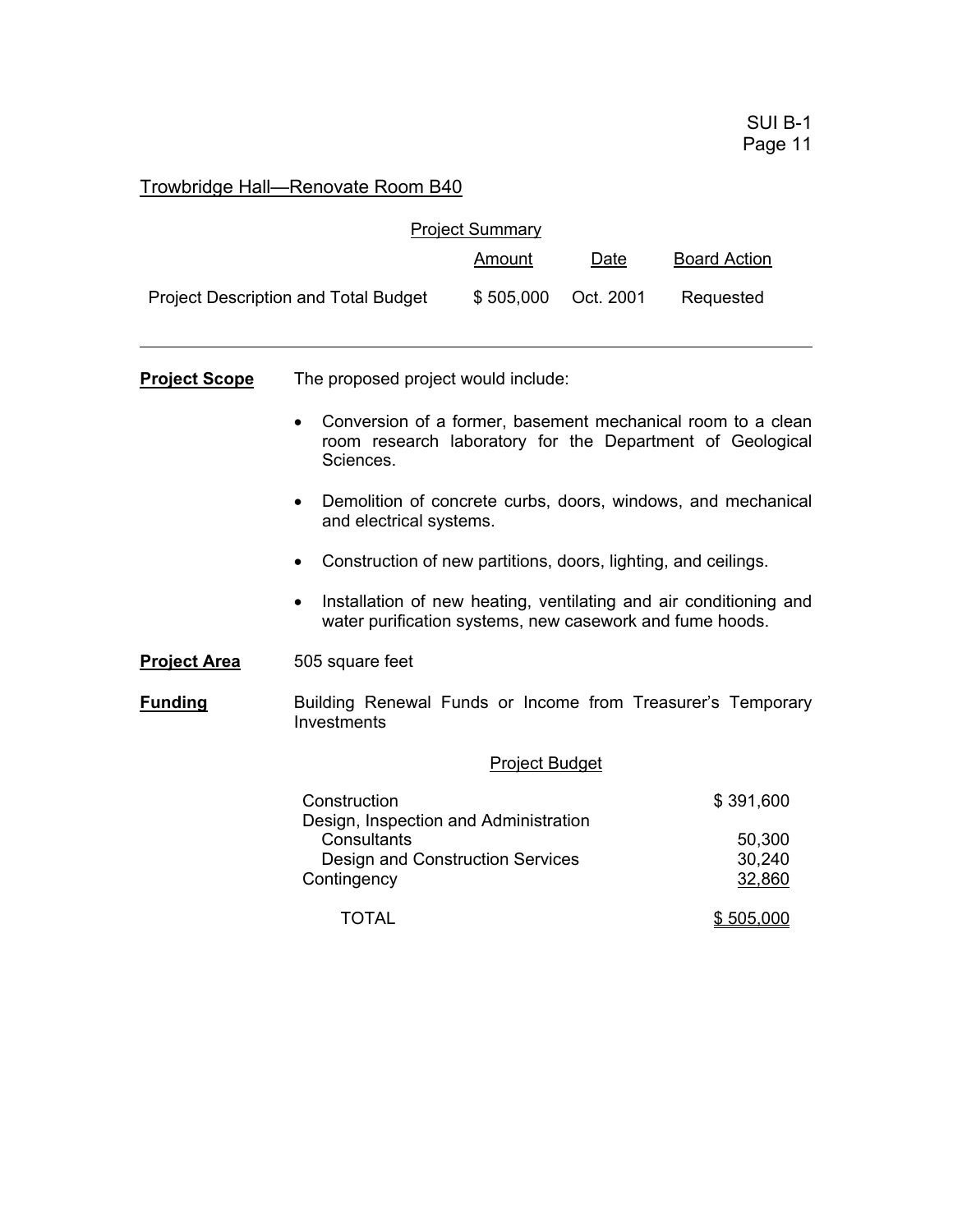## Trowbridge Hall—Renovate Room B40

Project Summary

| | Amount | Date | Board Action |
|---|---|---|---|
| Project Description and Total Budget | $ 505,000 | Oct. 2001 | Requested |

---

**Project Scope** The proposed project would include:

- Conversion of a former, basement mechanical room to a clean room research laboratory for the Department of Geological Sciences.
- Demolition of concrete curbs, doors, windows, and mechanical and electrical systems.
- Construction of new partitions, doors, lighting, and ceilings.
- Installation of new heating, ventilating and air conditioning and water purification systems, new casework and fume hoods.

**Project Area** 505 square feet

**Funding** Building Renewal Funds or Income from Treasurer's Temporary Investments

Project Budget

| | |
|---|---|
| Construction | $ 391,600 |
| Design, Inspection and Administration | |
| Consultants | 50,300 |
| Design and Construction Services | 30,240 |
| Contingency | 32,860 |
| TOTAL | $ 505,000 |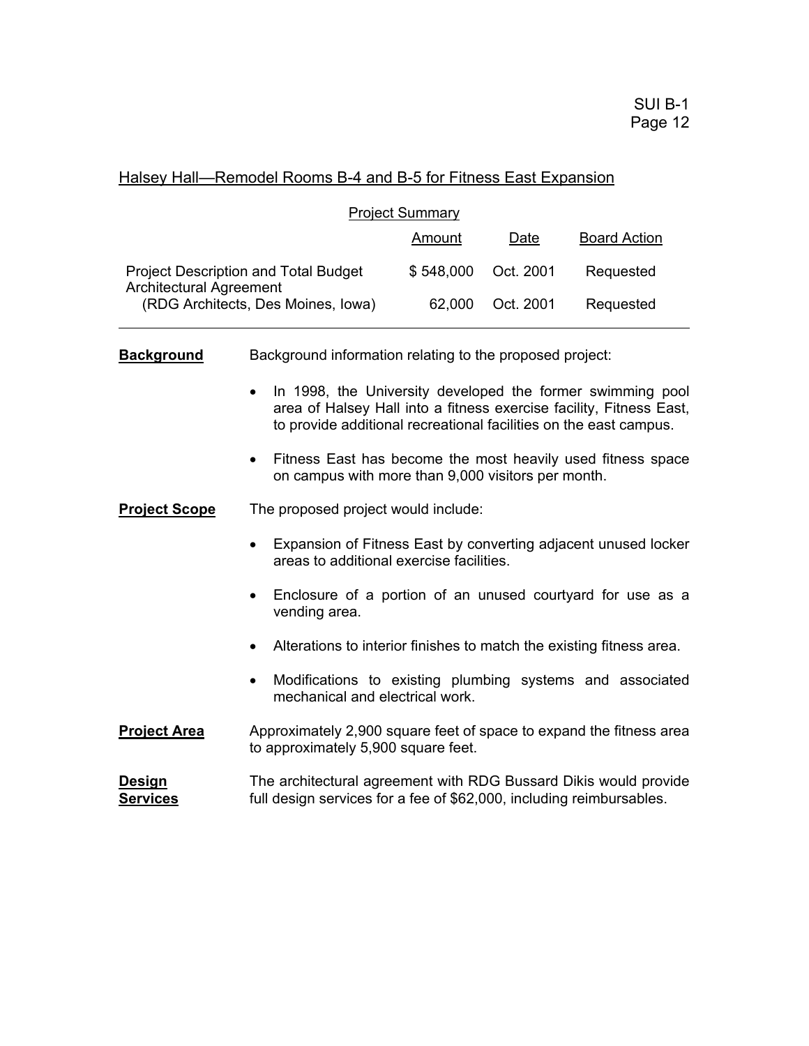## Halsey Hall—Remodel Rooms B-4 and B-5 for Fitness East Expansion

Project Summary

| | Amount | Date | Board Action |
|---|---|---|---|
| Project Description and Total Budget | $ 548,000 | Oct. 2001 | Requested |
| Architectural Agreement (RDG Architects, Des Moines, Iowa) | 62,000 | Oct. 2001 | Requested |

**Background** Background information relating to the proposed project:

- In 1998, the University developed the former swimming pool area of Halsey Hall into a fitness exercise facility, Fitness East, to provide additional recreational facilities on the east campus.
- Fitness East has become the most heavily used fitness space on campus with more than 9,000 visitors per month.

**Project Scope** The proposed project would include:

- Expansion of Fitness East by converting adjacent unused locker areas to additional exercise facilities.
- Enclosure of a portion of an unused courtyard for use as a vending area.
- Alterations to interior finishes to match the existing fitness area.
- Modifications to existing plumbing systems and associated mechanical and electrical work.

**Project Area** Approximately 2,900 square feet of space to expand the fitness area to approximately 5,900 square feet.

**Design Services** The architectural agreement with RDG Bussard Dikis would provide full design services for a fee of $62,000, including reimbursables.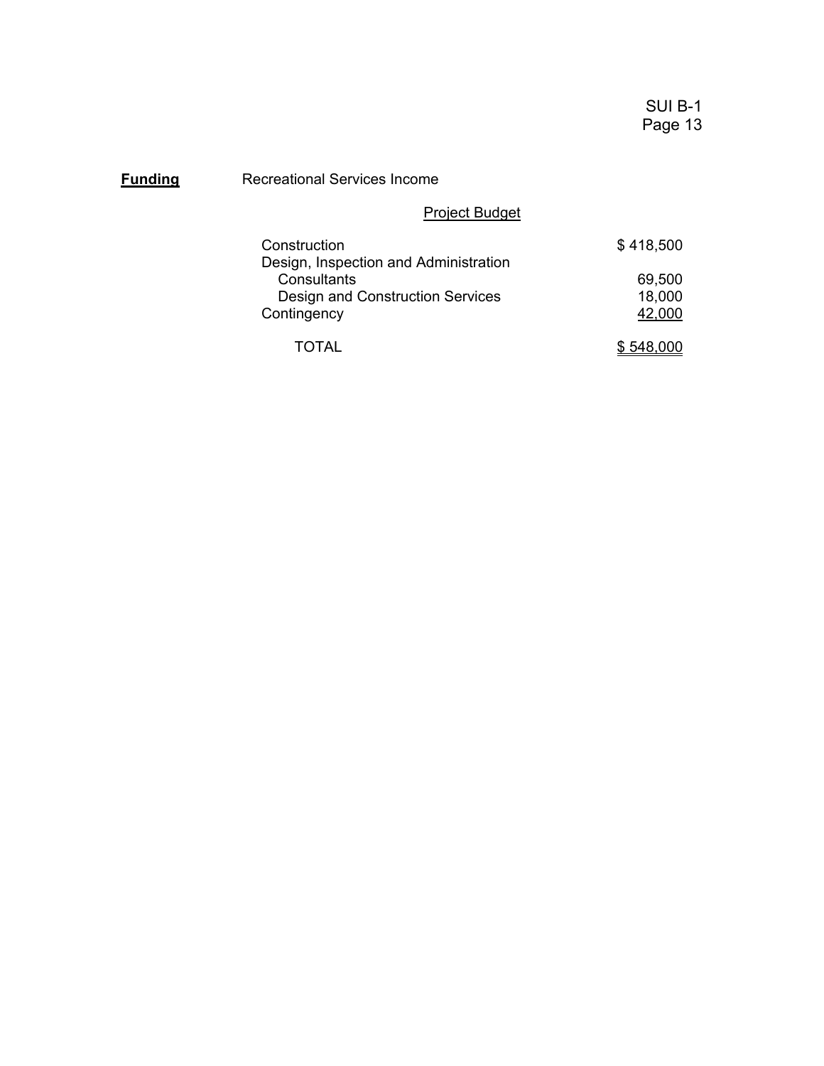**Funding** Recreational Services Income

Project Budget

| | |
|---|---|
| Construction | $ 418,500 |
| Design, Inspection and Administration | |
| Consultants | 69,500 |
| Design and Construction Services | 18,000 |
| Contingency | 42,000 |
| TOTAL | $ 548,000 |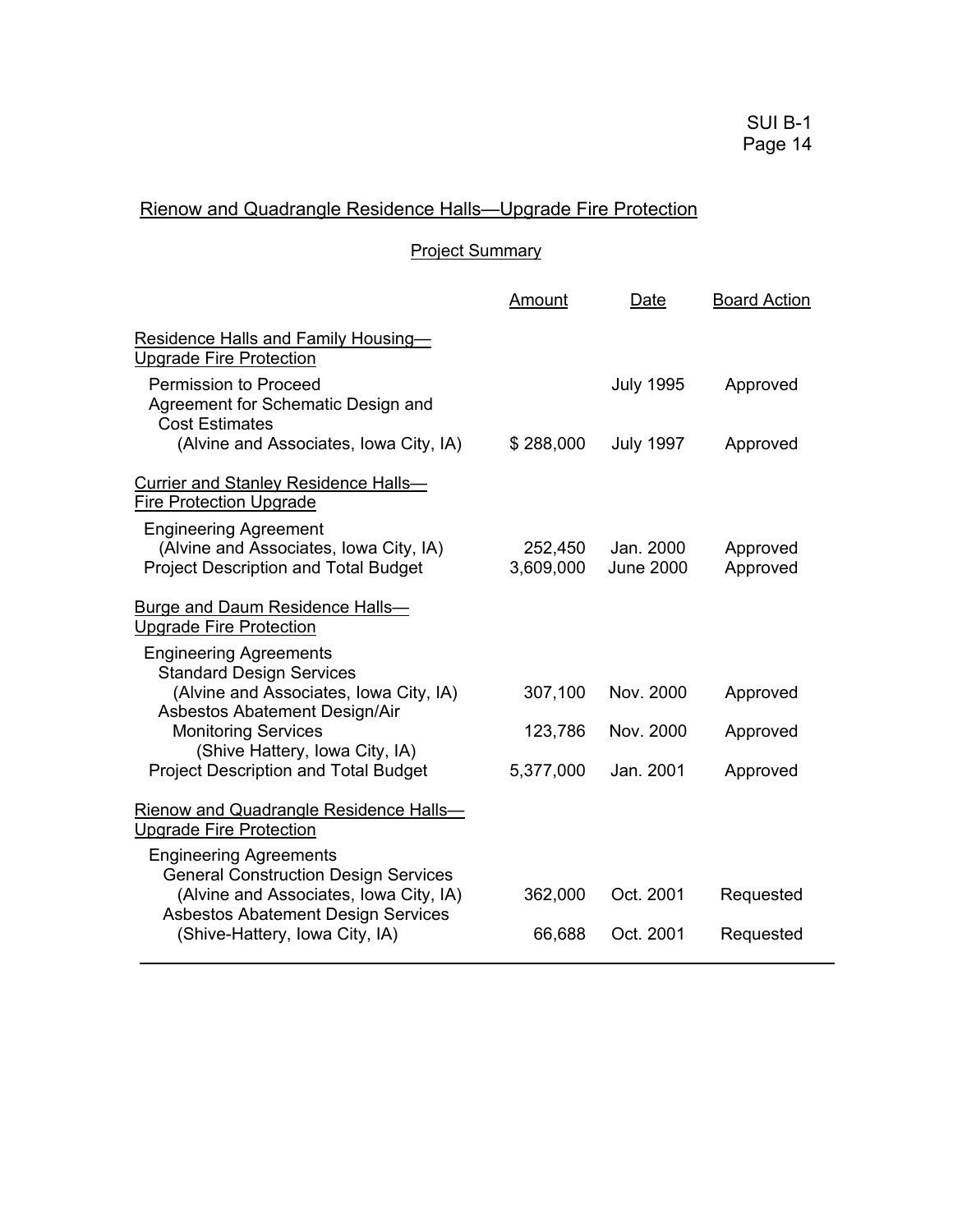## Rienow and Quadrangle Residence Halls—Upgrade Fire Protection

### Project Summary

| | Amount | Date | Board Action |
|---|---|---|---|
| Residence Halls and Family Housing—Upgrade Fire Protection | | | |
| Permission to Proceed | | July 1995 | Approved |
| Agreement for Schematic Design and Cost Estimates (Alvine and Associates, Iowa City, IA) | $ 288,000 | July 1997 | Approved |
| Currier and Stanley Residence Halls—Fire Protection Upgrade | | | |
| Engineering Agreement (Alvine and Associates, Iowa City, IA) | 252,450 | Jan. 2000 | Approved |
| Project Description and Total Budget | 3,609,000 | June 2000 | Approved |
| Burge and Daum Residence Halls—Upgrade Fire Protection | | | |
| Engineering Agreements | | | |
| Standard Design Services (Alvine and Associates, Iowa City, IA) | 307,100 | Nov. 2000 | Approved |
| Asbestos Abatement Design/Air Monitoring Services (Shive Hattery, Iowa City, IA) | 123,786 | Nov. 2000 | Approved |
| Project Description and Total Budget | 5,377,000 | Jan. 2001 | Approved |
| Rienow and Quadrangle Residence Halls—Upgrade Fire Protection | | | |
| Engineering Agreements | | | |
| General Construction Design Services (Alvine and Associates, Iowa City, IA) | 362,000 | Oct. 2001 | Requested |
| Asbestos Abatement Design Services (Shive-Hattery, Iowa City, IA) | 66,688 | Oct. 2001 | Requested |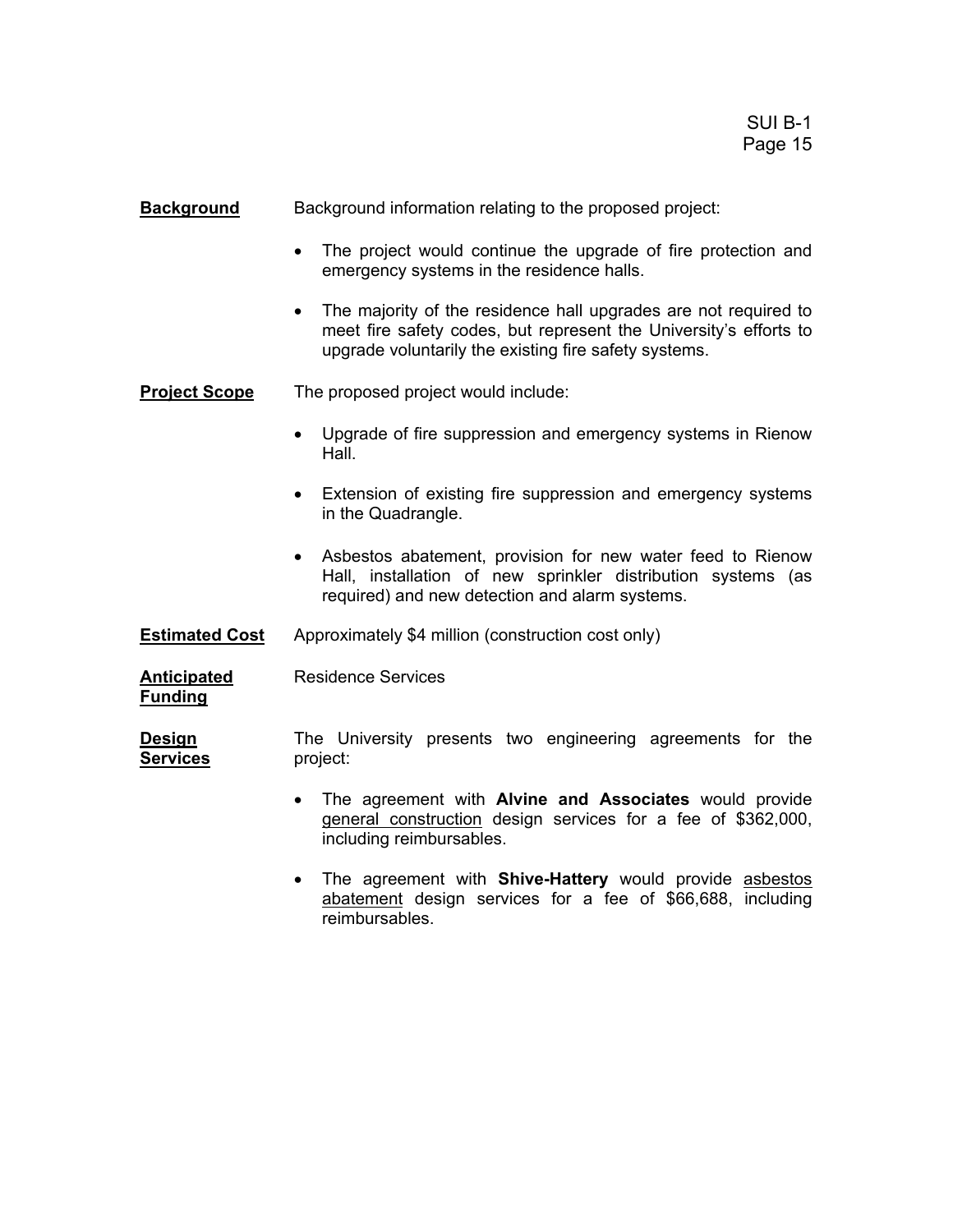**Background** Background information relating to the proposed project:

- The project would continue the upgrade of fire protection and emergency systems in the residence halls.
- The majority of the residence hall upgrades are not required to meet fire safety codes, but represent the University's efforts to upgrade voluntarily the existing fire safety systems.

**Project Scope** The proposed project would include:

- Upgrade of fire suppression and emergency systems in Rienow Hall.
- Extension of existing fire suppression and emergency systems in the Quadrangle.
- Asbestos abatement, provision for new water feed to Rienow Hall, installation of new sprinkler distribution systems (as required) and new detection and alarm systems.

**Estimated Cost** Approximately $4 million (construction cost only)

**Anticipated Funding** Residence Services

**Design Services** The University presents two engineering agreements for the project:

- The agreement with **Alvine and Associates** would provide general construction design services for a fee of $362,000, including reimbursables.
- The agreement with **Shive-Hattery** would provide asbestos abatement design services for a fee of $66,688, including reimbursables.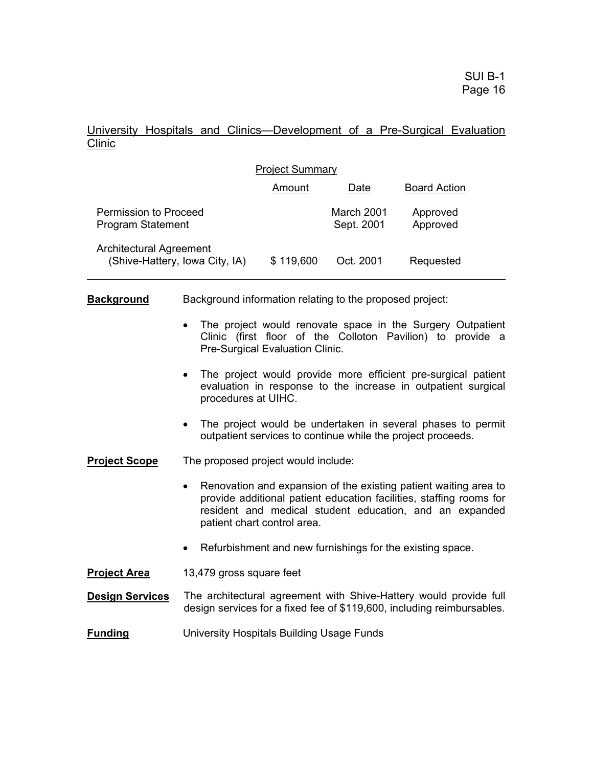## University Hospitals and Clinics—Development of a Pre-Surgical Evaluation Clinic

**Project Summary**

| | Amount | Date | Board Action |
|---|---|---|---|
| Permission to Proceed | | March 2001 | Approved |
| Program Statement | | Sept. 2001 | Approved |
| Architectural Agreement (Shive-Hattery, Iowa City, IA) | $ 119,600 | Oct. 2001 | Requested |

**Background** Background information relating to the proposed project:

- The project would renovate space in the Surgery Outpatient Clinic (first floor of the Colloton Pavilion) to provide a Pre-Surgical Evaluation Clinic.
- The project would provide more efficient pre-surgical patient evaluation in response to the increase in outpatient surgical procedures at UIHC.
- The project would be undertaken in several phases to permit outpatient services to continue while the project proceeds.

**Project Scope** The proposed project would include:

- Renovation and expansion of the existing patient waiting area to provide additional patient education facilities, staffing rooms for resident and medical student education, and an expanded patient chart control area.
- Refurbishment and new furnishings for the existing space.

**Project Area** 13,479 gross square feet

**Design Services** The architectural agreement with Shive-Hattery would provide full design services for a fixed fee of $119,600, including reimbursables.

**Funding** University Hospitals Building Usage Funds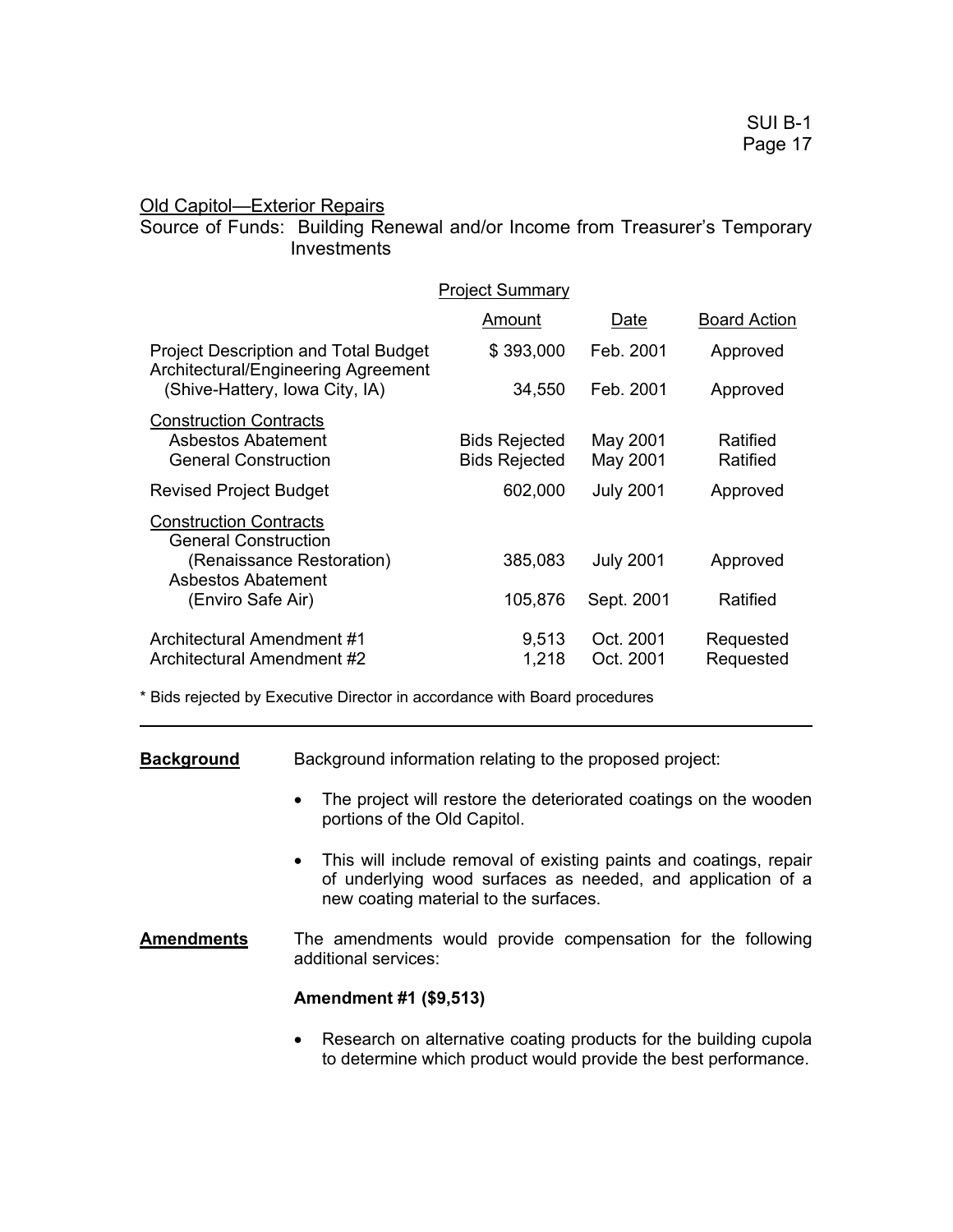## Old Capitol—Exterior Repairs

Source of Funds: Building Renewal and/or Income from Treasurer's Temporary Investments

**Project Summary**

| | Amount | Date | Board Action |
|---|---|---|---|
| Project Description and Total Budget | $ 393,000 | Feb. 2001 | Approved |
| Architectural/Engineering Agreement (Shive-Hattery, Iowa City, IA) | 34,550 | Feb. 2001 | Approved |
| Construction Contracts | | | |
| Asbestos Abatement | Bids Rejected | May 2001 | Ratified |
| General Construction | Bids Rejected | May 2001 | Ratified |
| Revised Project Budget | 602,000 | July 2001 | Approved |
| Construction Contracts | | | |
| General Construction (Renaissance Restoration) | 385,083 | July 2001 | Approved |
| Asbestos Abatement (Enviro Safe Air) | 105,876 | Sept. 2001 | Ratified |
| Architectural Amendment #1 | 9,513 | Oct. 2001 | Requested |
| Architectural Amendment #2 | 1,218 | Oct. 2001 | Requested |

\* Bids rejected by Executive Director in accordance with Board procedures

---

**Background** Background information relating to the proposed project:

- The project will restore the deteriorated coatings on the wooden portions of the Old Capitol.
- This will include removal of existing paints and coatings, repair of underlying wood surfaces as needed, and application of a new coating material to the surfaces.

**Amendments** The amendments would provide compensation for the following additional services:

**Amendment #1 ($9,513)**

- Research on alternative coating products for the building cupola to determine which product would provide the best performance.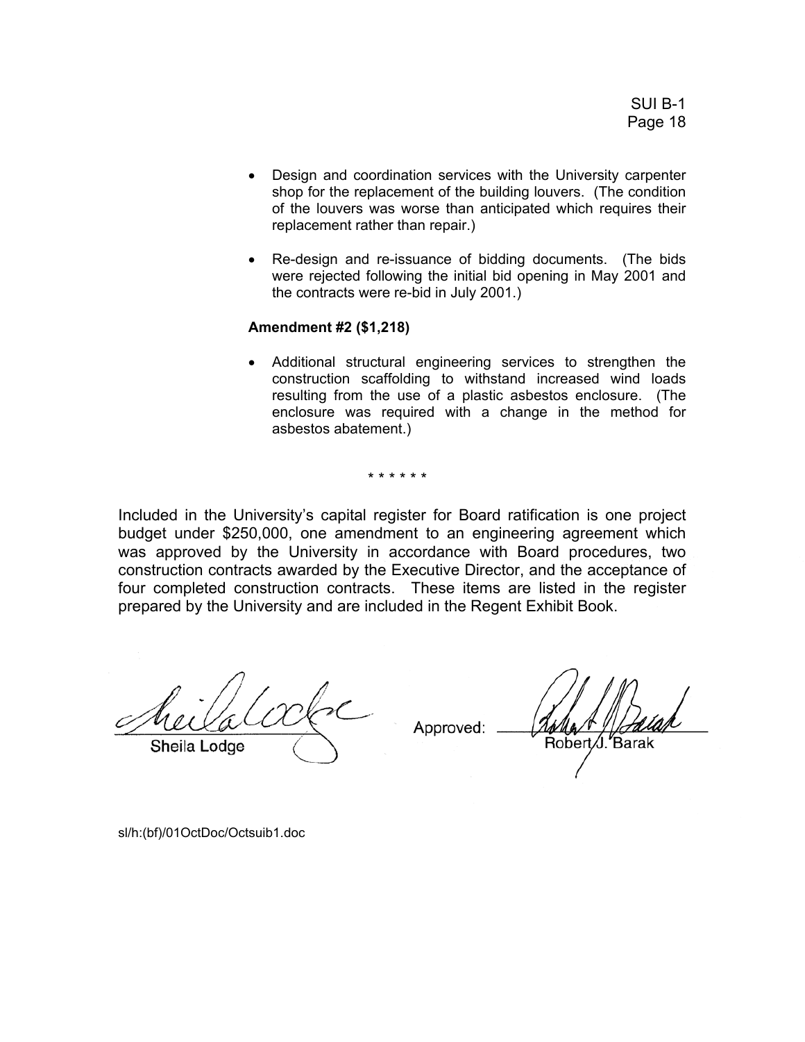- Design and coordination services with the University carpenter shop for the replacement of the building louvers. (The condition of the louvers was worse than anticipated which requires their replacement rather than repair.)

- Re-design and re-issuance of bidding documents. (The bids were rejected following the initial bid opening in May 2001 and the contracts were re-bid in July 2001.)

**Amendment #2 ($1,218)**

- Additional structural engineering services to strengthen the construction scaffolding to withstand increased wind loads resulting from the use of a plastic asbestos enclosure. (The enclosure was required with a change in the method for asbestos abatement.)

\* \* \* \* \* \*

Included in the University's capital register for Board ratification is one project budget under $250,000, one amendment to an engineering agreement which was approved by the University in accordance with Board procedures, two construction contracts awarded by the Executive Director, and the acceptance of four completed construction contracts. These items are listed in the register prepared by the University and are included in the Regent Exhibit Book.

Sheila Lodge

Approved: Robert J. Barak

sl/h:(bf)/01OctDoc/Octsuib1.doc